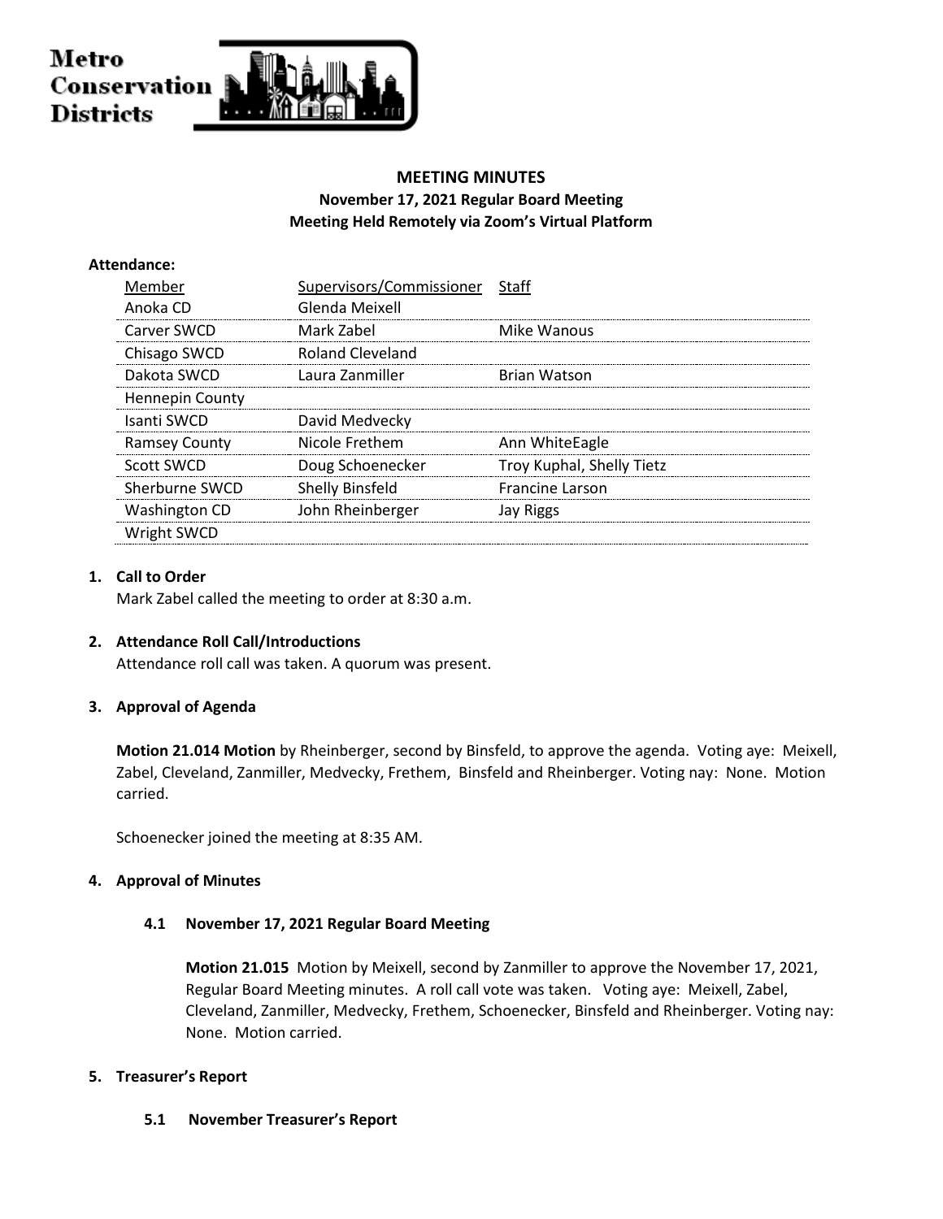Metro Conservation Districts

## MEETING MINUTES

### November 17, 2021 Regular Board Meeting

### Meeting Held Remotely via Zoom's Virtual Platform

**Attendance:**

| Member | Supervisors/Commissioner | Staff |
|---|---|---|
| Anoka CD | Glenda Meixell | |
| Carver SWCD | Mark Zabel | Mike Wanous |
| Chisago SWCD | Roland Cleveland | |
| Dakota SWCD | Laura Zanmiller | Brian Watson |
| Hennepin County | | |
| Isanti SWCD | David Medvecky | |
| Ramsey County | Nicole Frethem | Ann WhiteEagle |
| Scott SWCD | Doug Schoenecker | Troy Kuphal, Shelly Tietz |
| Sherburne SWCD | Shelly Binsfeld | Francine Larson |
| Washington CD | John Rheinberger | Jay Riggs |
| Wright SWCD | | |

1. **Call to Order**

   Mark Zabel called the meeting to order at 8:30 a.m.

2. **Attendance Roll Call/Introductions**

   Attendance roll call was taken. A quorum was present.

3. **Approval of Agenda**

   **Motion 21.014 Motion** by Rheinberger, second by Binsfeld, to approve the agenda. Voting aye: Meixell, Zabel, Cleveland, Zanmiller, Medvecky, Frethem, Binsfeld and Rheinberger. Voting nay: None. Motion carried.

   Schoenecker joined the meeting at 8:35 AM.

4. **Approval of Minutes**

   **4.1 November 17, 2021 Regular Board Meeting**

   **Motion 21.015** Motion by Meixell, second by Zanmiller to approve the November 17, 2021, Regular Board Meeting minutes. A roll call vote was taken. Voting aye: Meixell, Zabel, Cleveland, Zanmiller, Medvecky, Frethem, Schoenecker, Binsfeld and Rheinberger. Voting nay: None. Motion carried.

5. **Treasurer's Report**

   **5.1 November Treasurer's Report**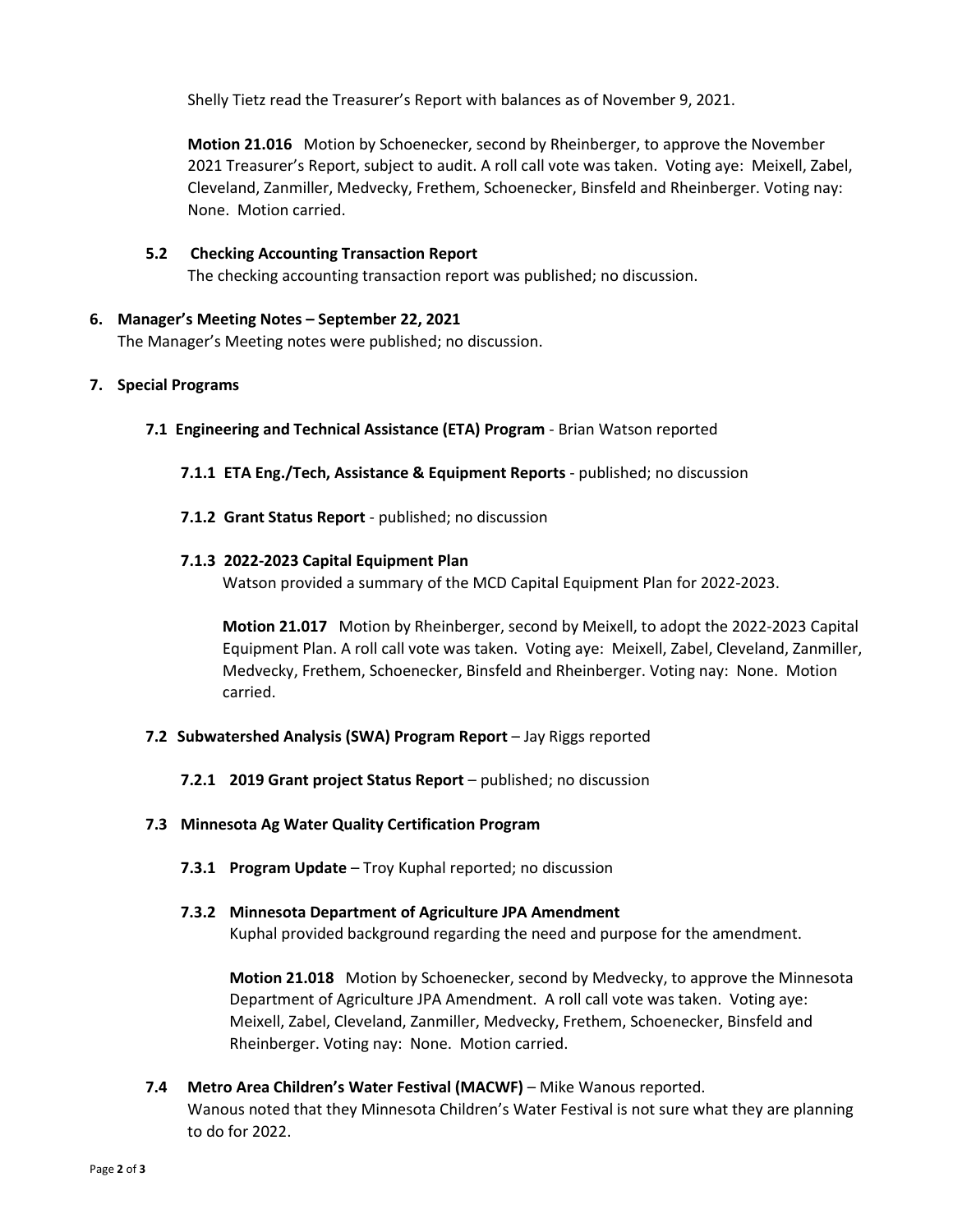Shelly Tietz read the Treasurer's Report with balances as of November 9, 2021.

**Motion 21.016** Motion by Schoenecker, second by Rheinberger, to approve the November 2021 Treasurer's Report, subject to audit. A roll call vote was taken. Voting aye: Meixell, Zabel, Cleveland, Zanmiller, Medvecky, Frethem, Schoenecker, Binsfeld and Rheinberger. Voting nay: None. Motion carried.

**5.2 Checking Accounting Transaction Report**

The checking accounting transaction report was published; no discussion.

**6. Manager's Meeting Notes – September 22, 2021**

The Manager's Meeting notes were published; no discussion.

**7. Special Programs**

**7.1 Engineering and Technical Assistance (ETA) Program** - Brian Watson reported

**7.1.1 ETA Eng./Tech, Assistance & Equipment Reports** - published; no discussion

**7.1.2 Grant Status Report** - published; no discussion

**7.1.3 2022-2023 Capital Equipment Plan**

Watson provided a summary of the MCD Capital Equipment Plan for 2022-2023.

**Motion 21.017** Motion by Rheinberger, second by Meixell, to adopt the 2022-2023 Capital Equipment Plan. A roll call vote was taken. Voting aye: Meixell, Zabel, Cleveland, Zanmiller, Medvecky, Frethem, Schoenecker, Binsfeld and Rheinberger. Voting nay: None. Motion carried.

**7.2 Subwatershed Analysis (SWA) Program Report** – Jay Riggs reported

**7.2.1 2019 Grant project Status Report** – published; no discussion

**7.3 Minnesota Ag Water Quality Certification Program**

**7.3.1 Program Update** – Troy Kuphal reported; no discussion

**7.3.2 Minnesota Department of Agriculture JPA Amendment**

Kuphal provided background regarding the need and purpose for the amendment.

**Motion 21.018** Motion by Schoenecker, second by Medvecky, to approve the Minnesota Department of Agriculture JPA Amendment. A roll call vote was taken. Voting aye: Meixell, Zabel, Cleveland, Zanmiller, Medvecky, Frethem, Schoenecker, Binsfeld and Rheinberger. Voting nay: None. Motion carried.

**7.4 Metro Area Children's Water Festival (MACWF)** – Mike Wanous reported.

Wanous noted that they Minnesota Children's Water Festival is not sure what they are planning to do for 2022.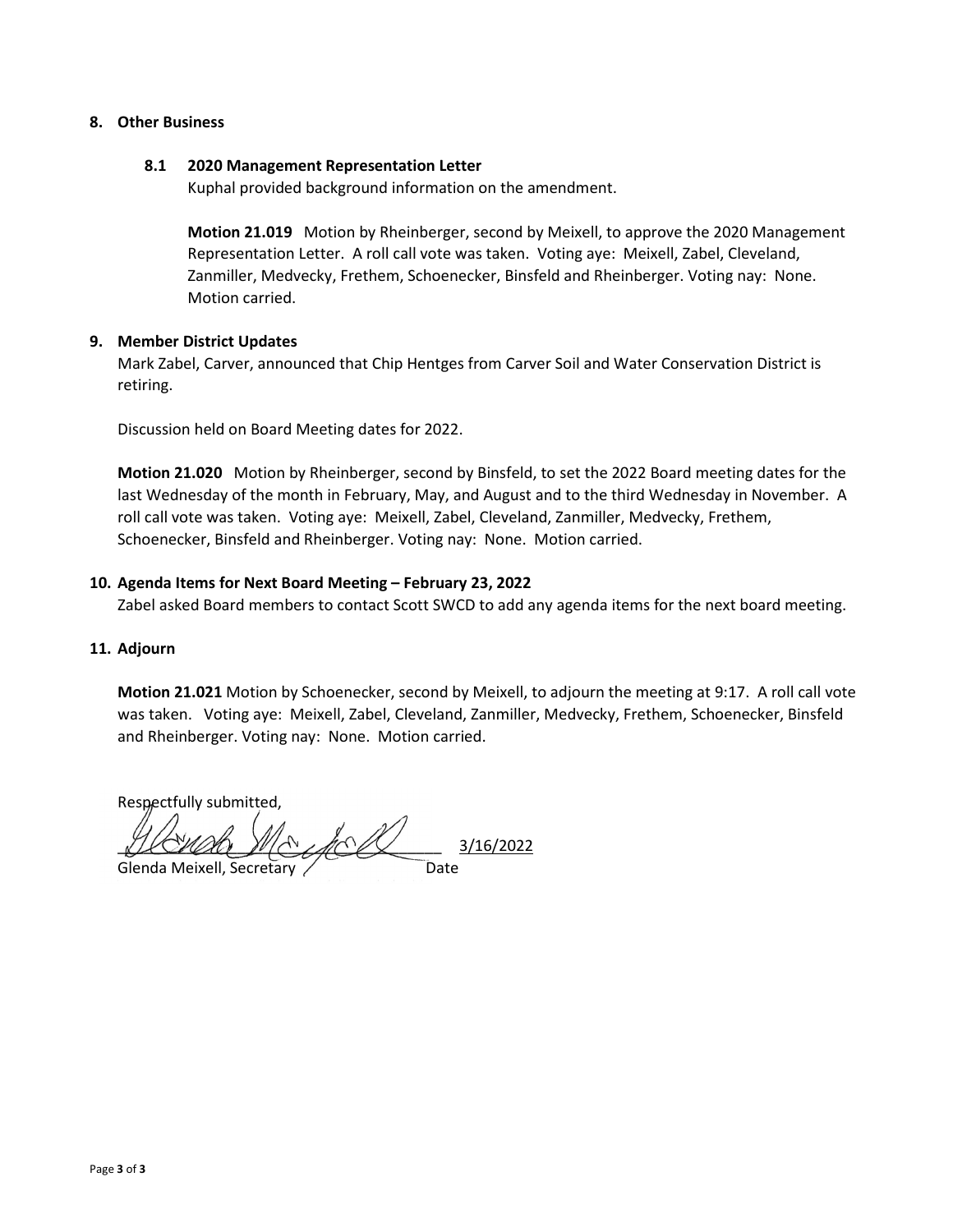## 8. Other Business

### 8.1 2020 Management Representation Letter

Kuphal provided background information on the amendment.

**Motion 21.019** Motion by Rheinberger, second by Meixell, to approve the 2020 Management Representation Letter. A roll call vote was taken. Voting aye: Meixell, Zabel, Cleveland, Zanmiller, Medvecky, Frethem, Schoenecker, Binsfeld and Rheinberger. Voting nay: None. Motion carried.

## 9. Member District Updates

Mark Zabel, Carver, announced that Chip Hentges from Carver Soil and Water Conservation District is retiring.

Discussion held on Board Meeting dates for 2022.

**Motion 21.020** Motion by Rheinberger, second by Binsfeld, to set the 2022 Board meeting dates for the last Wednesday of the month in February, May, and August and to the third Wednesday in November. A roll call vote was taken. Voting aye: Meixell, Zabel, Cleveland, Zanmiller, Medvecky, Frethem, Schoenecker, Binsfeld and Rheinberger. Voting nay: None. Motion carried.

## 10. Agenda Items for Next Board Meeting – February 23, 2022

Zabel asked Board members to contact Scott SWCD to add any agenda items for the next board meeting.

## 11. Adjourn

**Motion 21.021** Motion by Schoenecker, second by Meixell, to adjourn the meeting at 9:17. A roll call vote was taken. Voting aye: Meixell, Zabel, Cleveland, Zanmiller, Medvecky, Frethem, Schoenecker, Binsfeld and Rheinberger. Voting nay: None. Motion carried.

Respectfully submitted,

_______________________ 3/16/2022

Glenda Meixell, Secretary Date